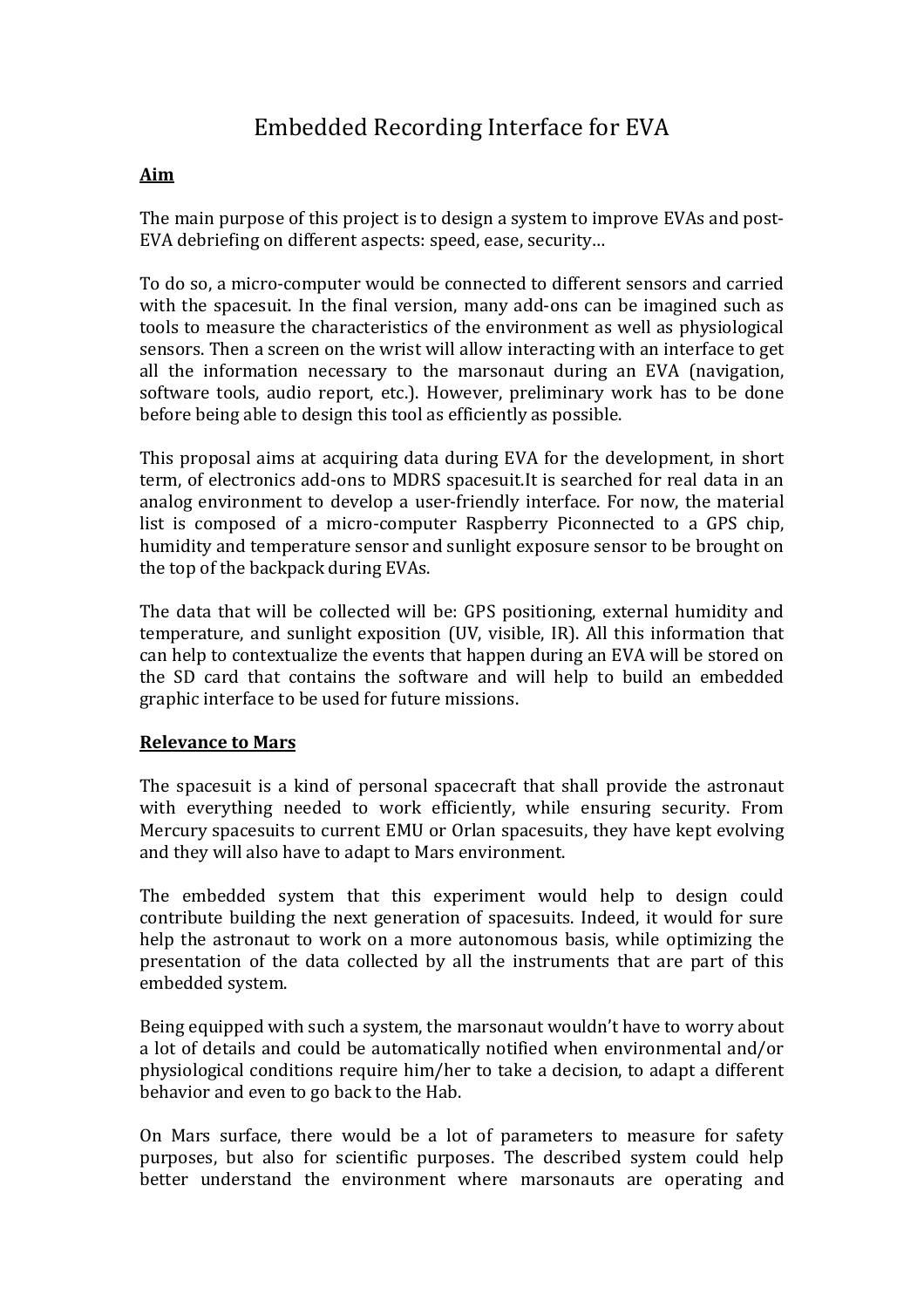# Embedded Recording Interface for EVA

**Aim**

The main purpose of this project is to design a system to improve EVAs and post-EVA debriefing on different aspects: speed, ease, security…

To do so, a micro-computer would be connected to different sensors and carried with the spacesuit. In the final version, many add-ons can be imagined such as tools to measure the characteristics of the environment as well as physiological sensors. Then a screen on the wrist will allow interacting with an interface to get all the information necessary to the marsonaut during an EVA (navigation, software tools, audio report, etc.). However, preliminary work has to be done before being able to design this tool as efficiently as possible.

This proposal aims at acquiring data during EVA for the development, in short term, of electronics add-ons to MDRS spacesuit.It is searched for real data in an analog environment to develop a user-friendly interface. For now, the material list is composed of a micro-computer Raspberry Piconnected to a GPS chip, humidity and temperature sensor and sunlight exposure sensor to be brought on the top of the backpack during EVAs.

The data that will be collected will be: GPS positioning, external humidity and temperature, and sunlight exposition (UV, visible, IR). All this information that can help to contextualize the events that happen during an EVA will be stored on the SD card that contains the software and will help to build an embedded graphic interface to be used for future missions.

**Relevance to Mars**

The spacesuit is a kind of personal spacecraft that shall provide the astronaut with everything needed to work efficiently, while ensuring security. From Mercury spacesuits to current EMU or Orlan spacesuits, they have kept evolving and they will also have to adapt to Mars environment.

The embedded system that this experiment would help to design could contribute building the next generation of spacesuits. Indeed, it would for sure help the astronaut to work on a more autonomous basis, while optimizing the presentation of the data collected by all the instruments that are part of this embedded system.

Being equipped with such a system, the marsonaut wouldn't have to worry about a lot of details and could be automatically notified when environmental and/or physiological conditions require him/her to take a decision, to adapt a different behavior and even to go back to the Hab.

On Mars surface, there would be a lot of parameters to measure for safety purposes, but also for scientific purposes. The described system could help better understand the environment where marsonauts are operating and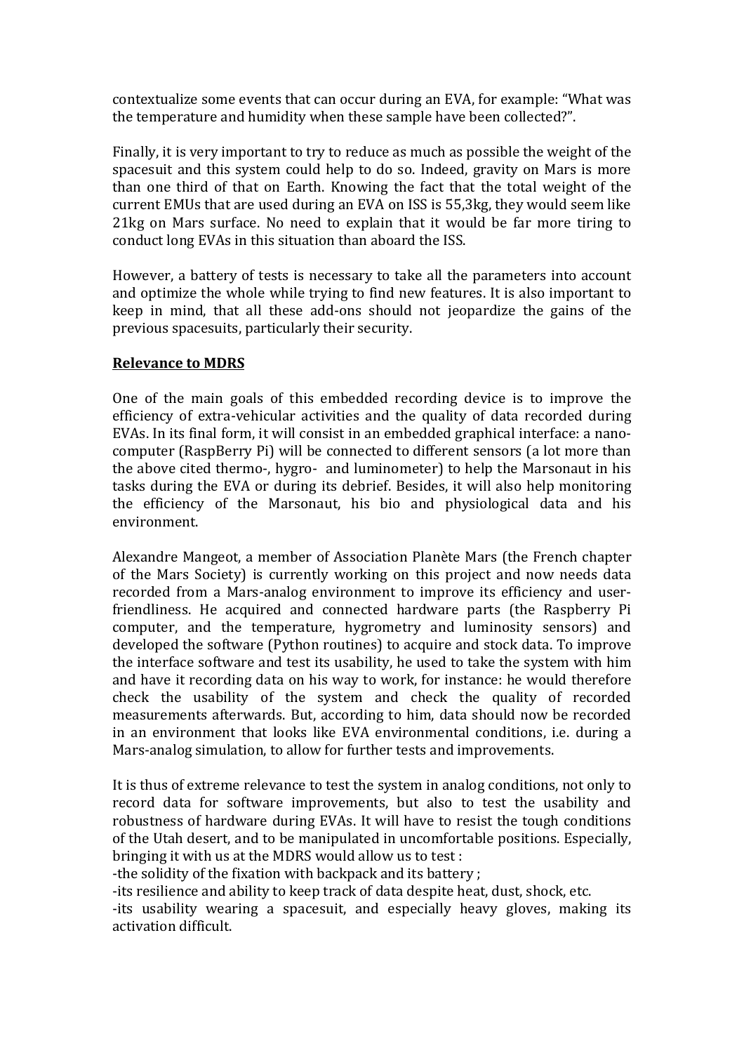contextualize some events that can occur during an EVA, for example: "What was the temperature and humidity when these sample have been collected?".

Finally, it is very important to try to reduce as much as possible the weight of the spacesuit and this system could help to do so. Indeed, gravity on Mars is more than one third of that on Earth. Knowing the fact that the total weight of the current EMUs that are used during an EVA on ISS is 55,3kg, they would seem like 21kg on Mars surface. No need to explain that it would be far more tiring to conduct long EVAs in this situation than aboard the ISS.

However, a battery of tests is necessary to take all the parameters into account and optimize the whole while trying to find new features. It is also important to keep in mind, that all these add-ons should not jeopardize the gains of the previous spacesuits, particularly their security.

**Relevance to MDRS**

One of the main goals of this embedded recording device is to improve the efficiency of extra-vehicular activities and the quality of data recorded during EVAs. In its final form, it will consist in an embedded graphical interface: a nano-computer (RaspBerry Pi) will be connected to different sensors (a lot more than the above cited thermo-, hygro- and luminometer) to help the Marsonaut in his tasks during the EVA or during its debrief. Besides, it will also help monitoring the efficiency of the Marsonaut, his bio and physiological data and his environment.

Alexandre Mangeot, a member of Association Planète Mars (the French chapter of the Mars Society) is currently working on this project and now needs data recorded from a Mars-analog environment to improve its efficiency and user-friendliness. He acquired and connected hardware parts (the Raspberry Pi computer, and the temperature, hygrometry and luminosity sensors) and developed the software (Python routines) to acquire and stock data. To improve the interface software and test its usability, he used to take the system with him and have it recording data on his way to work, for instance: he would therefore check the usability of the system and check the quality of recorded measurements afterwards. But, according to him, data should now be recorded in an environment that looks like EVA environmental conditions, i.e. during a Mars-analog simulation, to allow for further tests and improvements.

It is thus of extreme relevance to test the system in analog conditions, not only to record data for software improvements, but also to test the usability and robustness of hardware during EVAs. It will have to resist the tough conditions of the Utah desert, and to be manipulated in uncomfortable positions. Especially, bringing it with us at the MDRS would allow us to test :

-the solidity of the fixation with backpack and its battery ;

-its resilience and ability to keep track of data despite heat, dust, shock, etc.

-its usability wearing a spacesuit, and especially heavy gloves, making its activation difficult.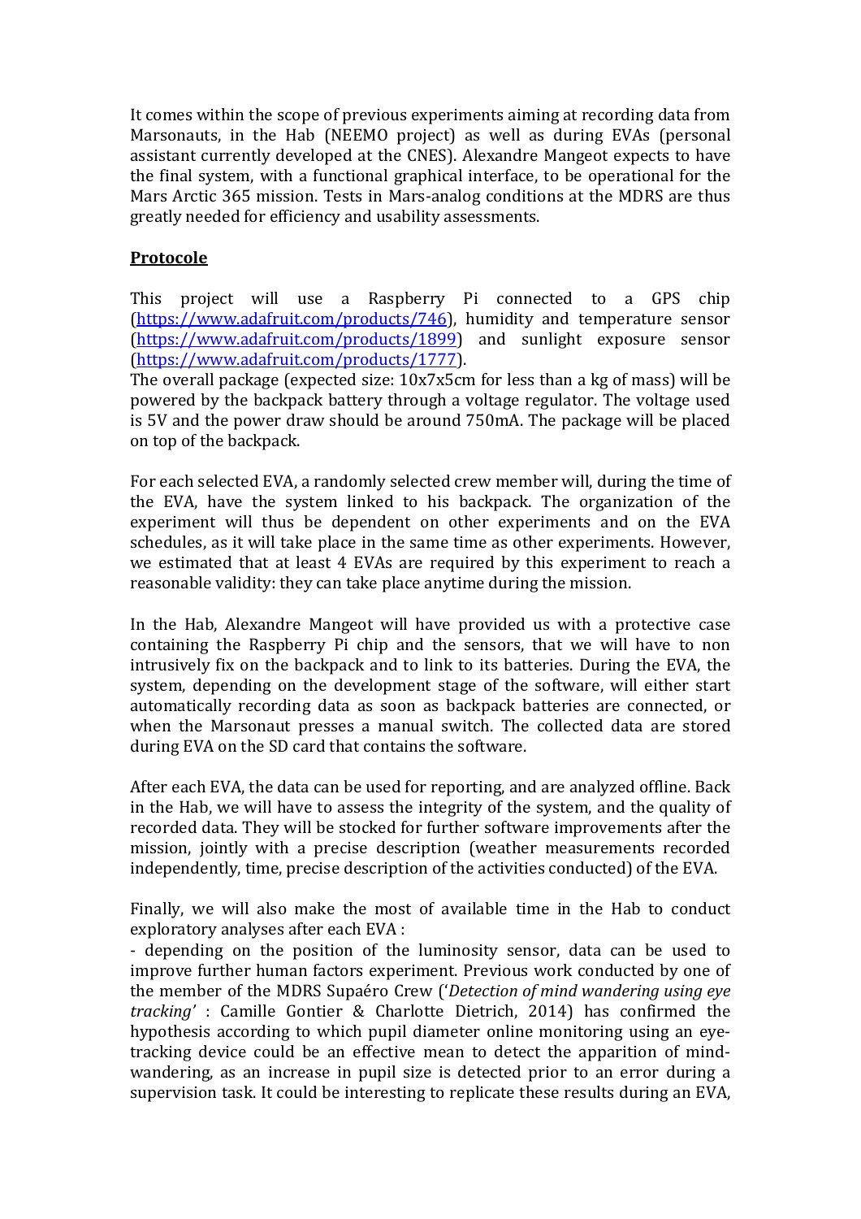It comes within the scope of previous experiments aiming at recording data from Marsonauts, in the Hab (NEEMO project) as well as during EVAs (personal assistant currently developed at the CNES). Alexandre Mangeot expects to have the final system, with a functional graphical interface, to be operational for the Mars Arctic 365 mission. Tests in Mars-analog conditions at the MDRS are thus greatly needed for efficiency and usability assessments.

**<u>Protocole</u>**

This project will use a Raspberry Pi connected to a GPS chip (https://www.adafruit.com/products/746), humidity and temperature sensor (https://www.adafruit.com/products/1899) and sunlight exposure sensor (https://www.adafruit.com/products/1777).
The overall package (expected size: 10x7x5cm for less than a kg of mass) will be powered by the backpack battery through a voltage regulator. The voltage used is 5V and the power draw should be around 750mA. The package will be placed on top of the backpack.

For each selected EVA, a randomly selected crew member will, during the time of the EVA, have the system linked to his backpack. The organization of the experiment will thus be dependent on other experiments and on the EVA schedules, as it will take place in the same time as other experiments. However, we estimated that at least 4 EVAs are required by this experiment to reach a reasonable validity: they can take place anytime during the mission.

In the Hab, Alexandre Mangeot will have provided us with a protective case containing the Raspberry Pi chip and the sensors, that we will have to non intrusively fix on the backpack and to link to its batteries. During the EVA, the system, depending on the development stage of the software, will either start automatically recording data as soon as backpack batteries are connected, or when the Marsonaut presses a manual switch. The collected data are stored during EVA on the SD card that contains the software.

After each EVA, the data can be used for reporting, and are analyzed offline. Back in the Hab, we will have to assess the integrity of the system, and the quality of recorded data. They will be stocked for further software improvements after the mission, jointly with a precise description (weather measurements recorded independently, time, precise description of the activities conducted) of the EVA.

Finally, we will also make the most of available time in the Hab to conduct exploratory analyses after each EVA :
- depending on the position of the luminosity sensor, data can be used to improve further human factors experiment. Previous work conducted by one of the member of the MDRS Supaéro Crew ('*Detection of mind wandering using eye tracking*' : Camille Gontier & Charlotte Dietrich, 2014) has confirmed the hypothesis according to which pupil diameter online monitoring using an eye-tracking device could be an effective mean to detect the apparition of mind-wandering, as an increase in pupil size is detected prior to an error during a supervision task. It could be interesting to replicate these results during an EVA,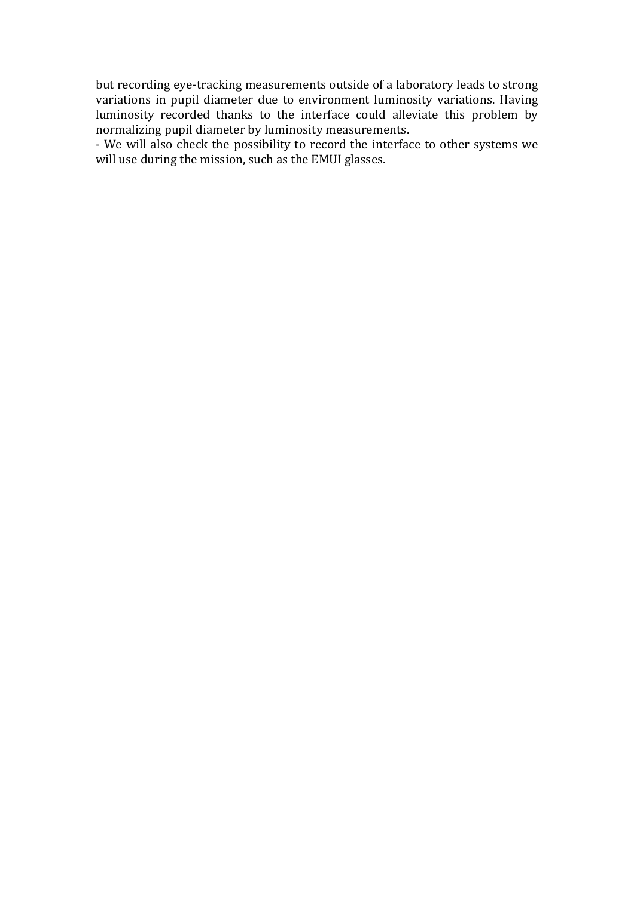but recording eye-tracking measurements outside of a laboratory leads to strong variations in pupil diameter due to environment luminosity variations. Having luminosity recorded thanks to the interface could alleviate this problem by normalizing pupil diameter by luminosity measurements.

- We will also check the possibility to record the interface to other systems we will use during the mission, such as the EMUI glasses.